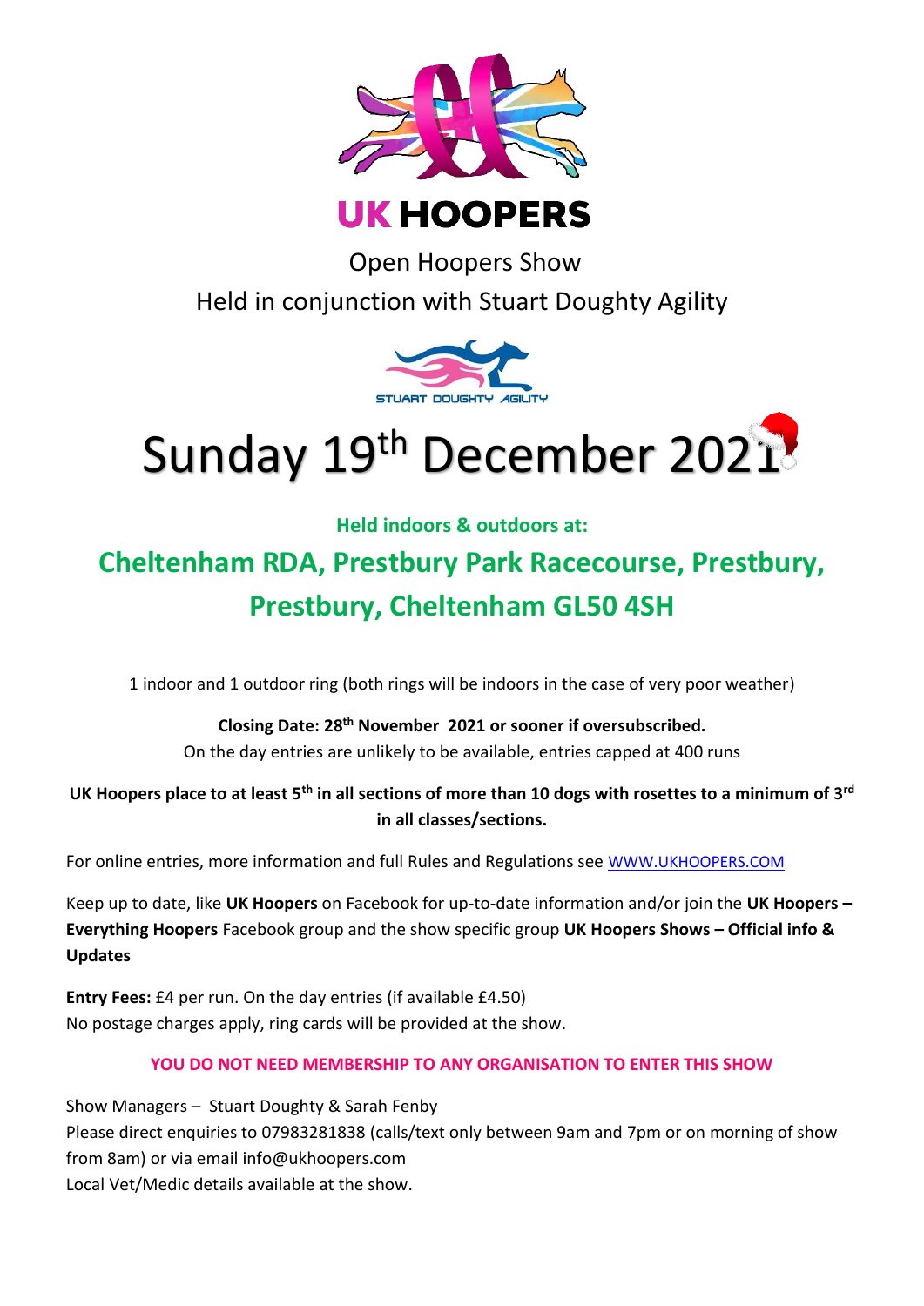# UK HOOPERS

Open Hoopers Show

Held in conjunction with Stuart Doughty Agility

STUART DOUGHTY AGILITY

# Sunday 19th December 2021

**Held indoors & outdoors at:**

## Cheltenham RDA, Prestbury Park Racecourse, Prestbury, Prestbury, Cheltenham GL50 4SH

1 indoor and 1 outdoor ring (both rings will be indoors in the case of very poor weather)

**Closing Date: 28th November 2021 or sooner if oversubscribed.**
On the day entries are unlikely to be available, entries capped at 400 runs

**UK Hoopers place to at least 5th in all sections of more than 10 dogs with rosettes to a minimum of 3rd in all classes/sections.**

For online entries, more information and full Rules and Regulations see WWW.UKHOOPERS.COM

Keep up to date, like **UK Hoopers** on Facebook for up-to-date information and/or join the **UK Hoopers – Everything Hoopers** Facebook group and the show specific group **UK Hoopers Shows – Official info & Updates**

**Entry Fees:** £4 per run. On the day entries (if available £4.50)
No postage charges apply, ring cards will be provided at the show.

**YOU DO NOT NEED MEMBERSHIP TO ANY ORGANISATION TO ENTER THIS SHOW**

Show Managers – Stuart Doughty & Sarah Fenby
Please direct enquiries to 07983281838 (calls/text only between 9am and 7pm or on morning of show from 8am) or via email info@ukhoopers.com
Local Vet/Medic details available at the show.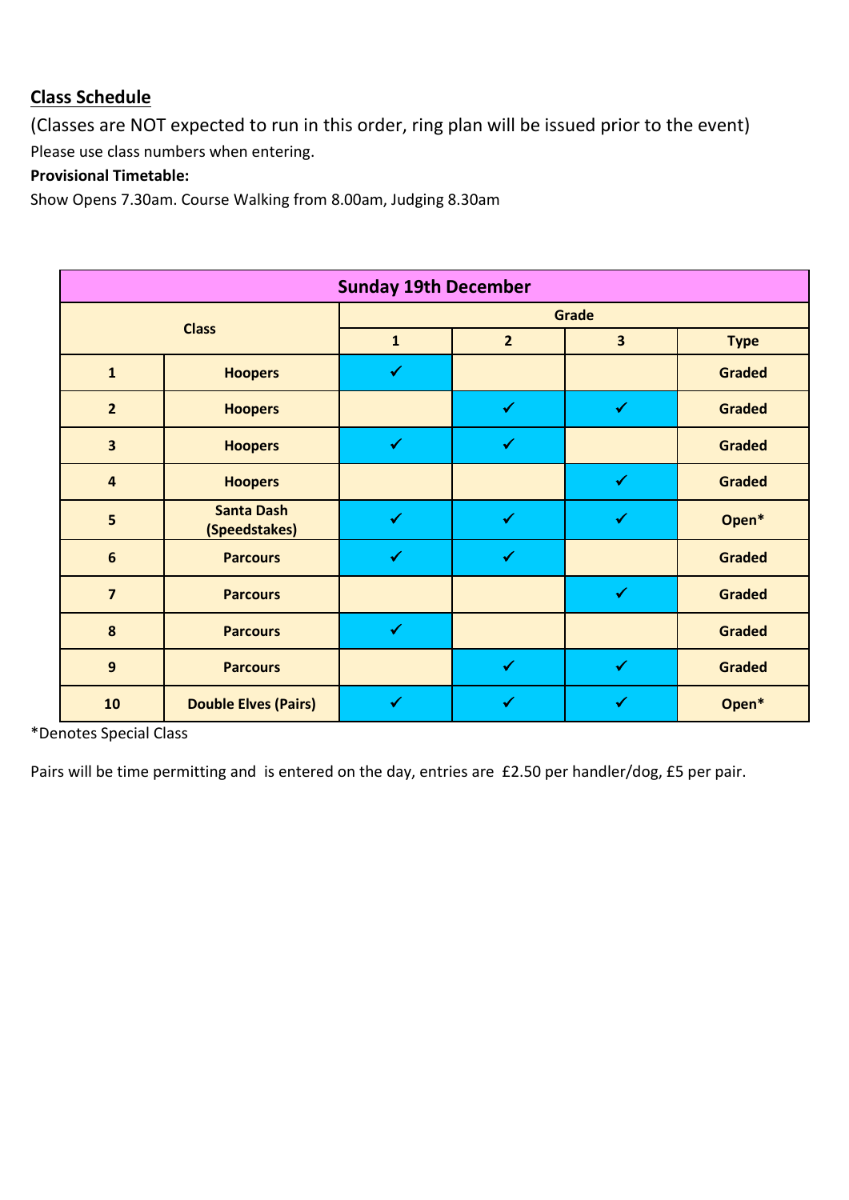**Class Schedule**

(Classes are NOT expected to run in this order, ring plan will be issued prior to the event)

Please use class numbers when entering.

**Provisional Timetable:**

Show Opens 7.30am. Course Walking from 8.00am, Judging 8.30am

| **Sunday 19th December** | | | | | |
|---|---|---|---|---|---|
| **Class** | | **Grade** | | | |
| | | **1** | **2** | **3** | **Type** |
| **1** | **Hoopers** | ✓ | | | **Graded** |
| **2** | **Hoopers** | | ✓ | ✓ | **Graded** |
| **3** | **Hoopers** | ✓ | ✓ | | **Graded** |
| **4** | **Hoopers** | | | ✓ | **Graded** |
| **5** | **Santa Dash (Speedstakes)** | ✓ | ✓ | ✓ | **Open*** |
| **6** | **Parcours** | ✓ | ✓ | | **Graded** |
| **7** | **Parcours** | | | ✓ | **Graded** |
| **8** | **Parcours** | ✓ | | | **Graded** |
| **9** | **Parcours** | | ✓ | ✓ | **Graded** |
| **10** | **Double Elves (Pairs)** | ✓ | ✓ | ✓ | **Open*** |

*Denotes Special Class

Pairs will be time permitting and is entered on the day, entries are £2.50 per handler/dog, £5 per pair.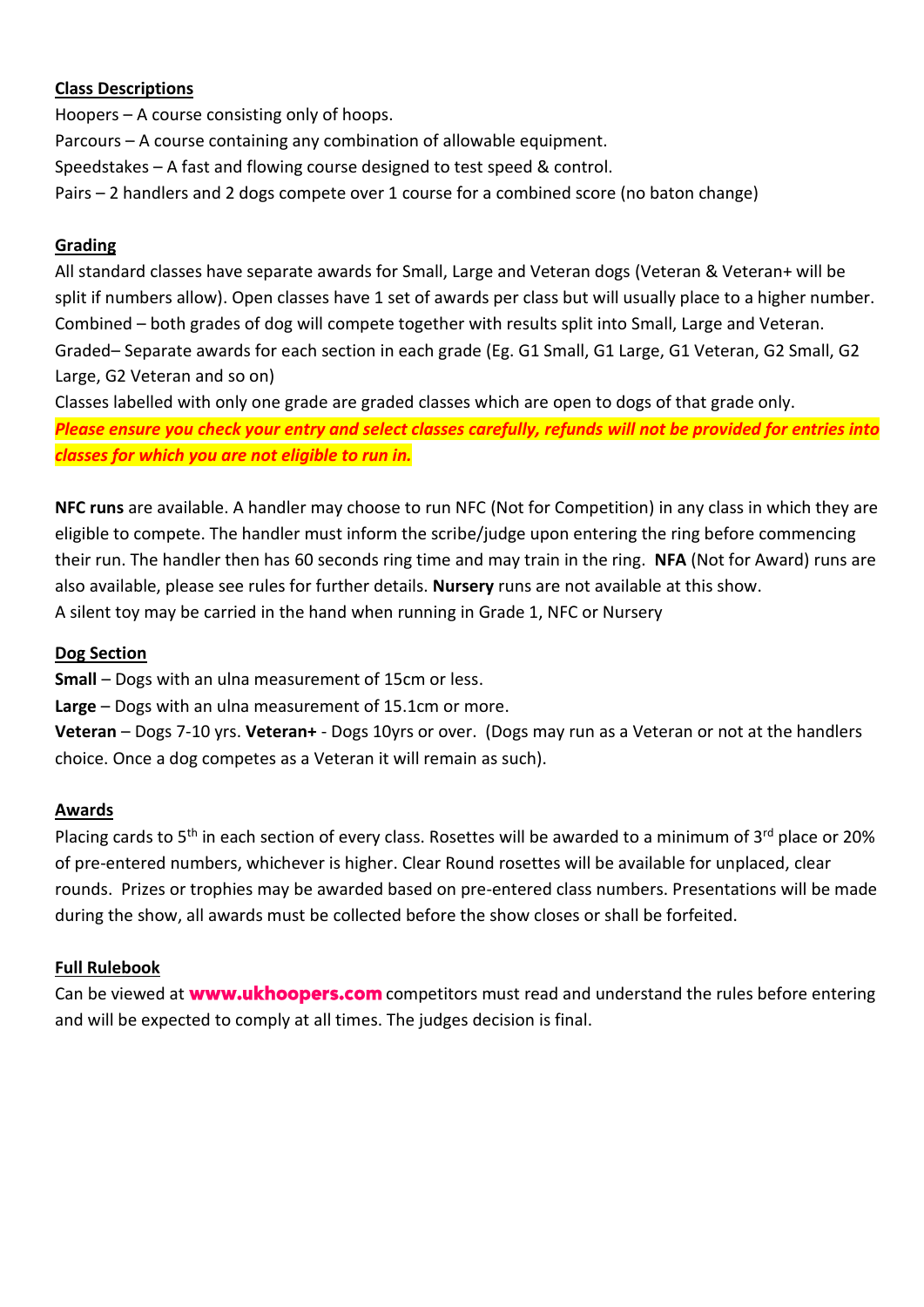**Class Descriptions**

Hoopers – A course consisting only of hoops.

Parcours – A course containing any combination of allowable equipment.

Speedstakes – A fast and flowing course designed to test speed & control.

Pairs – 2 handlers and 2 dogs compete over 1 course for a combined score (no baton change)

**Grading**

All standard classes have separate awards for Small, Large and Veteran dogs (Veteran & Veteran+ will be split if numbers allow). Open classes have 1 set of awards per class but will usually place to a higher number.

Combined – both grades of dog will compete together with results split into Small, Large and Veteran.

Graded– Separate awards for each section in each grade (Eg. G1 Small, G1 Large, G1 Veteran, G2 Small, G2 Large, G2 Veteran and so on)

Classes labelled with only one grade are graded classes which are open to dogs of that grade only.

***Please ensure you check your entry and select classes carefully, refunds will not be provided for entries into classes for which you are not eligible to run in.***

**NFC runs** are available. A handler may choose to run NFC (Not for Competition) in any class in which they are eligible to compete. The handler must inform the scribe/judge upon entering the ring before commencing their run. The handler then has 60 seconds ring time and may train in the ring. **NFA** (Not for Award) runs are also available, please see rules for further details. **Nursery** runs are not available at this show.

A silent toy may be carried in the hand when running in Grade 1, NFC or Nursery

**Dog Section**

**Small** – Dogs with an ulna measurement of 15cm or less.

**Large** – Dogs with an ulna measurement of 15.1cm or more.

**Veteran** – Dogs 7-10 yrs. **Veteran+** - Dogs 10yrs or over. (Dogs may run as a Veteran or not at the handlers choice. Once a dog competes as a Veteran it will remain as such).

**Awards**

Placing cards to 5th in each section of every class. Rosettes will be awarded to a minimum of 3rd place or 20% of pre-entered numbers, whichever is higher. Clear Round rosettes will be available for unplaced, clear rounds. Prizes or trophies may be awarded based on pre-entered class numbers. Presentations will be made during the show, all awards must be collected before the show closes or shall be forfeited.

**Full Rulebook**

Can be viewed at **www.ukhoopers.com** competitors must read and understand the rules before entering and will be expected to comply at all times. The judges decision is final.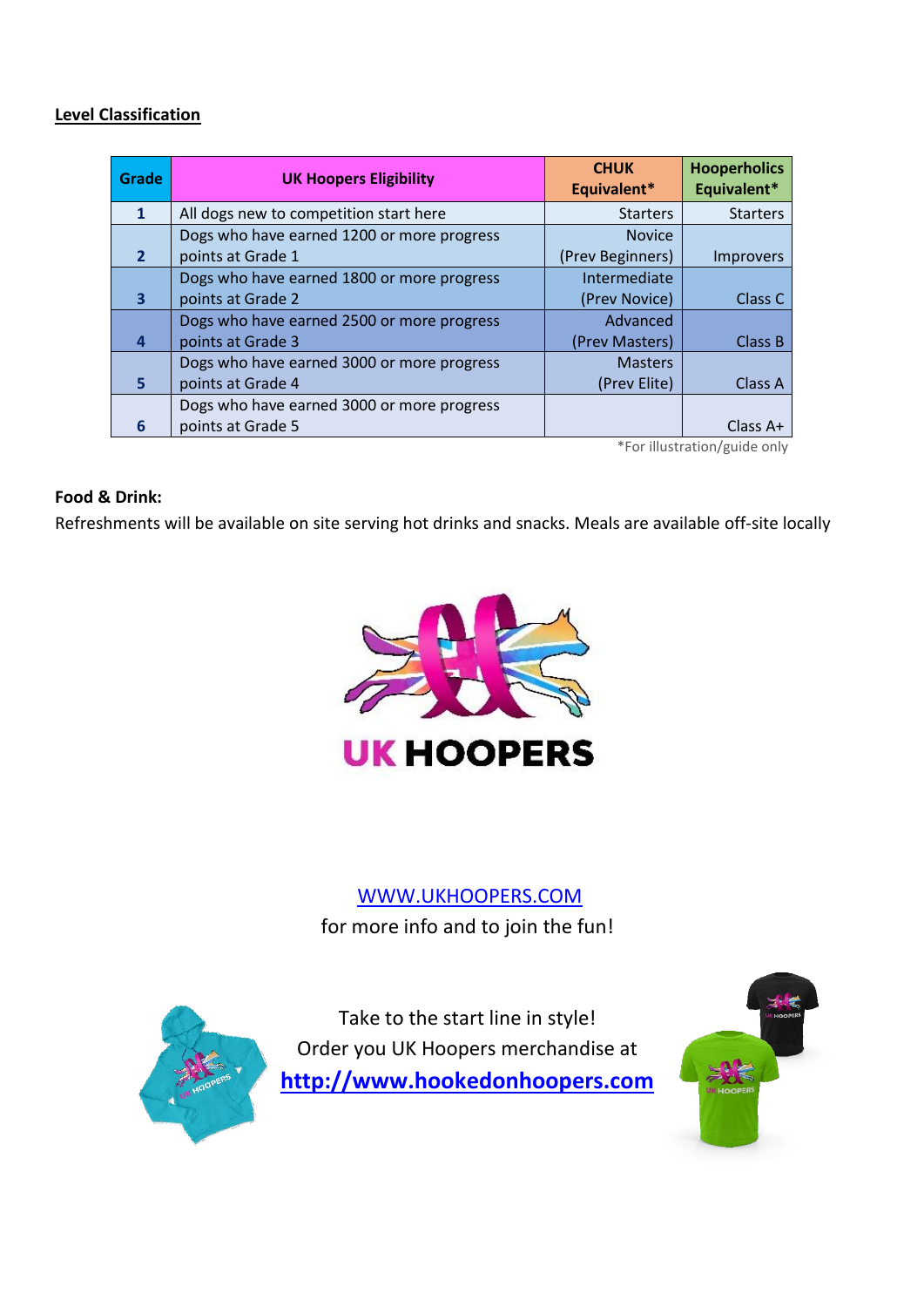**Level Classification**

| Grade | UK Hoopers Eligibility | CHUK Equivalent* | Hooperholics Equivalent* |
|---|---|---|---|
| 1 | All dogs new to competition start here | Starters | Starters |
| 2 | Dogs who have earned 1200 or more progress points at Grade 1 | Novice (Prev Beginners) | Improvers |
| 3 | Dogs who have earned 1800 or more progress points at Grade 2 | Intermediate (Prev Novice) | Class C |
| 4 | Dogs who have earned 2500 or more progress points at Grade 3 | Advanced (Prev Masters) | Class B |
| 5 | Dogs who have earned 3000 or more progress points at Grade 4 | Masters (Prev Elite) | Class A |
| 6 | Dogs who have earned 3000 or more progress points at Grade 5 | | Class A+ |

*For illustration/guide only

**Food & Drink:**
Refreshments will be available on site serving hot drinks and snacks. Meals are available off-site locally

UK HOOPERS

WWW.UKHOOPERS.COM
for more info and to join the fun!

Take to the start line in style!
Order you UK Hoopers merchandise at
**http://www.hookedonhoopers.com**